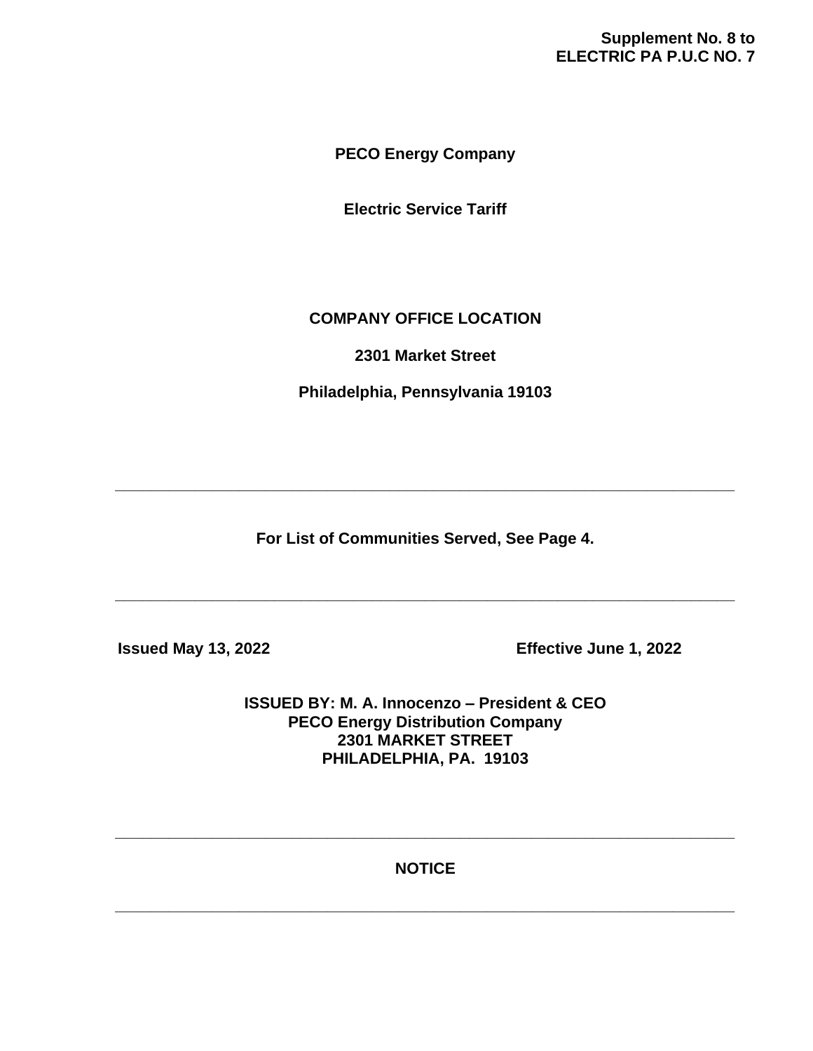**Supplement No. 8 to**
**ELECTRIC PA P.U.C NO. 7**

# PECO Energy Company

## Electric Service Tariff

**COMPANY OFFICE LOCATION**

**2301 Market Street**

**Philadelphia, Pennsylvania 19103**

---

**For List of Communities Served, See Page 4.**

---

**Issued May 13, 2022** **Effective June 1, 2022**

**ISSUED BY: M. A. Innocenzo – President & CEO**
**PECO Energy Distribution Company**
**2301 MARKET STREET**
**PHILADELPHIA, PA. 19103**

---

**NOTICE**

---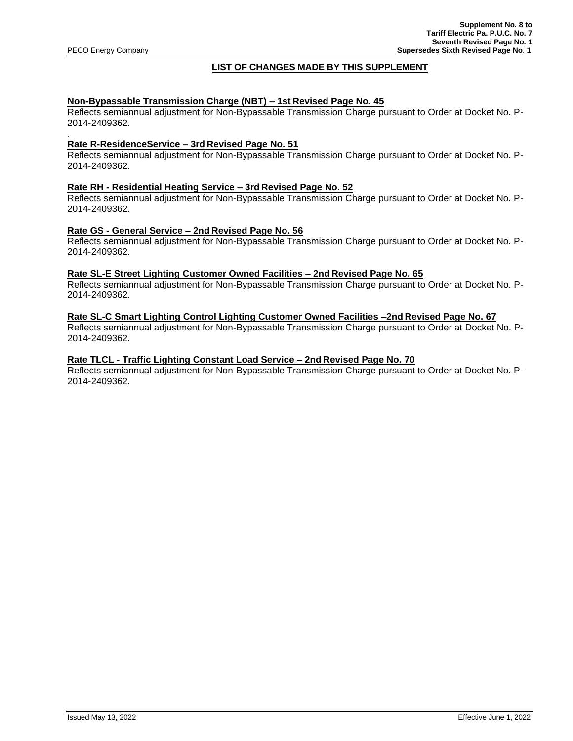Supplement No. 8 to
Tariff Electric Pa. P.U.C. No. 7
Seventh Revised Page No. 1
Supersedes Sixth Revised Page No. 1

PECO Energy Company

## LIST OF CHANGES MADE BY THIS SUPPLEMENT

**Non-Bypassable Transmission Charge (NBT) – 1st Revised Page No. 45**

Reflects semiannual adjustment for Non-Bypassable Transmission Charge pursuant to Order at Docket No. P-2014-2409362.

**Rate R-ResidenceService – 3rd Revised Page No. 51**

Reflects semiannual adjustment for Non-Bypassable Transmission Charge pursuant to Order at Docket No. P-2014-2409362.

**Rate RH - Residential Heating Service – 3rd Revised Page No. 52**

Reflects semiannual adjustment for Non-Bypassable Transmission Charge pursuant to Order at Docket No. P-2014-2409362.

**Rate GS - General Service – 2nd Revised Page No. 56**

Reflects semiannual adjustment for Non-Bypassable Transmission Charge pursuant to Order at Docket No. P-2014-2409362.

**Rate SL-E Street Lighting Customer Owned Facilities – 2nd Revised Page No. 65**

Reflects semiannual adjustment for Non-Bypassable Transmission Charge pursuant to Order at Docket No. P-2014-2409362.

**Rate SL-C Smart Lighting Control Lighting Customer Owned Facilities –2nd Revised Page No. 67**

Reflects semiannual adjustment for Non-Bypassable Transmission Charge pursuant to Order at Docket No. P-2014-2409362.

**Rate TLCL - Traffic Lighting Constant Load Service – 2nd Revised Page No. 70**

Reflects semiannual adjustment for Non-Bypassable Transmission Charge pursuant to Order at Docket No. P-2014-2409362.

Issued May 13, 2022 Effective June 1, 2022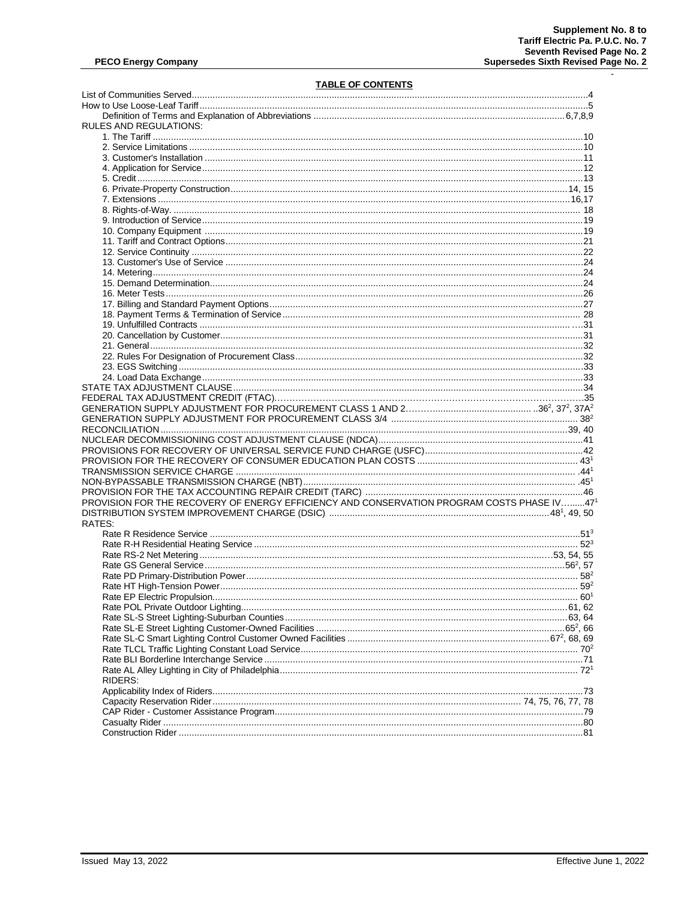**Supplement No. 8 to**
**Tariff Electric Pa. P.U.C. No. 7**
**Seventh Revised Page No. 2**
**Supersedes Sixth Revised Page No. 2**

**PECO Energy Company**

## TABLE OF CONTENTS

List of Communities Served....................................................................................4
How to Use Loose-Leaf Tariff....................................................................................5
Definition of Terms and Explanation of Abbreviations ..................................................6,7,8,9

RULES AND REGULATIONS:

1. The Tariff ....................................................................................10
2. Service Limitations ....................................................................................10
3. Customer's Installation ....................................................................................11
4. Application for Service....................................................................................12
5. Credit....................................................................................13
6. Private-Property Construction....................................................................................14, 15
7. Extensions ....................................................................................16,17
8. Rights-of-Way. ....................................................................................18
9. Introduction of Service....................................................................................19
10. Company Equipment ....................................................................................19
11. Tariff and Contract Options....................................................................................21
12. Service Continuity ....................................................................................22
13. Customer's Use of Service ....................................................................................24
14. Metering....................................................................................24
15. Demand Determination....................................................................................24
16. Meter Tests....................................................................................26
17. Billing and Standard Payment Options....................................................................................27
18. Payment Terms & Termination of Service....................................................................................28
19. Unfulfilled Contracts ....................................................................................31
20. Cancellation by Customer....................................................................................31
21. General....................................................................................32
22. Rules For Designation of Procurement Class....................................................................................32
23. EGS Switching....................................................................................33
24. Load Data Exchange....................................................................................33

STATE TAX ADJUSTMENT CLAUSE....................................................................................34
FEDERAL TAX ADJUSTMENT CREDIT (FTAC)....................................................................................35
GENERATION SUPPLY ADJUSTMENT FOR PROCUREMENT CLASS 1 AND 2....................................................................................36[2], 37[2], 37A[2]
GENERATION SUPPLY ADJUSTMENT FOR PROCUREMENT CLASS 3/4 ....................................................................................38[2]
RECONCILIATION....................................................................................39, 40
NUCLEAR DECOMMISSIONING COST ADJUSTMENT CLAUSE (NDCA)....................................................................................41
PROVISIONS FOR RECOVERY OF UNIVERSAL SERVICE FUND CHARGE (USFC)....................................................................................42
PROVISION FOR THE RECOVERY OF CONSUMER EDUCATION PLAN COSTS ....................................................................................43[1]
TRANSMISSION SERVICE CHARGE ....................................................................................44[1]
NON-BYPASSABLE TRANSMISSION CHARGE (NBT)....................................................................................45[1]
PROVISION FOR THE TAX ACCOUNTING REPAIR CREDIT (TARC) ....................................................................................46
PROVISION FOR THE RECOVERY OF ENERGY EFFICIENCY AND CONSERVATION PROGRAM COSTS PHASE IV........47[1]
DISTRIBUTION SYSTEM IMPROVEMENT CHARGE (DSIC) ....................................................................................48[1], 49, 50

RATES:

Rate R Residence Service ....................................................................................51[3]
Rate R-H Residential Heating Service ....................................................................................52[3]
Rate RS-2 Net Metering ....................................................................................53, 54, 55
Rate GS General Service....................................................................................56[2], 57
Rate PD Primary-Distribution Power....................................................................................58[2]
Rate HT High-Tension Power....................................................................................59[2]
Rate EP Electric Propulsion....................................................................................60[1]
Rate POL Private Outdoor Lighting....................................................................................61, 62
Rate SL-S Street Lighting-Suburban Counties....................................................................................63, 64
Rate SL-E Street Lighting Customer-Owned Facilities ....................................................................................65[2], 66
Rate SL-C Smart Lighting Control Customer Owned Facilities ....................................................................................67[2], 68, 69
Rate TLCL Traffic Lighting Constant Load Service....................................................................................70[2]
Rate BLI Borderline Interchange Service ....................................................................................71
Rate AL Alley Lighting in City of Philadelphia....................................................................................72[1]

RIDERS:

Applicability Index of Riders....................................................................................73
Capacity Reservation Rider....................................................................................74, 75, 76, 77, 78
CAP Rider - Customer Assistance Program....................................................................................79
Casualty Rider ....................................................................................80
Construction Rider ....................................................................................81

Issued May 13, 2022 Effective June 1, 2022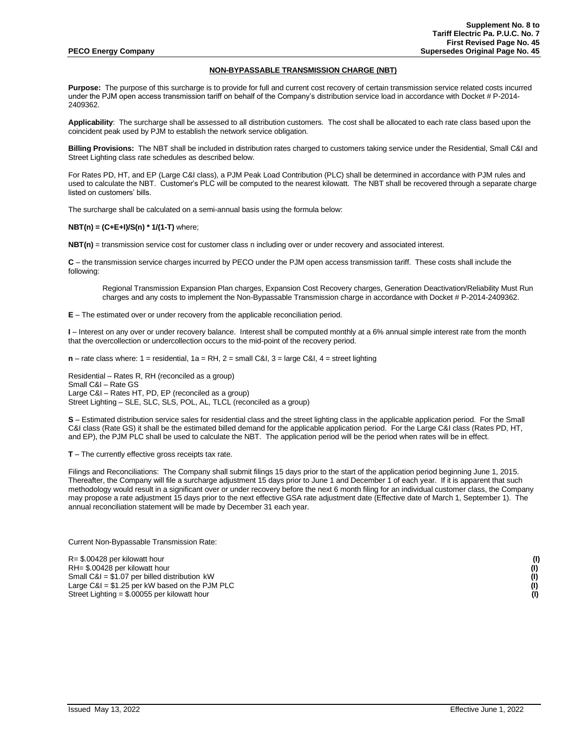# NON-BYPASSABLE TRANSMISSION CHARGE (NBT)

**Purpose:** The purpose of this surcharge is to provide for full and current cost recovery of certain transmission service related costs incurred under the PJM open access transmission tariff on behalf of the Company's distribution service load in accordance with Docket # P-2014-2409362.

**Applicability**: The surcharge shall be assessed to all distribution customers. The cost shall be allocated to each rate class based upon the coincident peak used by PJM to establish the network service obligation.

**Billing Provisions:** The NBT shall be included in distribution rates charged to customers taking service under the Residential, Small C&I and Street Lighting class rate schedules as described below.

For Rates PD, HT, and EP (Large C&I class), a PJM Peak Load Contribution (PLC) shall be determined in accordance with PJM rules and used to calculate the NBT. Customer's PLC will be computed to the nearest kilowatt. The NBT shall be recovered through a separate charge listed on customers' bills.

The surcharge shall be calculated on a semi-annual basis using the formula below:

**$NBT(n) = (C+E+I)/S(n) * 1/(1-T)$** where;

**$NBT(n)$** = transmission service cost for customer class n including over or under recovery and associated interest.

**C** – the transmission service charges incurred by PECO under the PJM open access transmission tariff. These costs shall include the following:

> Regional Transmission Expansion Plan charges, Expansion Cost Recovery charges, Generation Deactivation/Reliability Must Run charges and any costs to implement the Non-Bypassable Transmission charge in accordance with Docket # P-2014-2409362.

**E** – The estimated over or under recovery from the applicable reconciliation period.

**I** – Interest on any over or under recovery balance. Interest shall be computed monthly at a 6% annual simple interest rate from the month that the overcollection or undercollection occurs to the mid-point of the recovery period.

**n** – rate class where: 1 = residential, 1a = RH, 2 = small C&I, 3 = large C&I, 4 = street lighting

Residential – Rates R, RH (reconciled as a group)
Small C&I – Rate GS
Large C&I – Rates HT, PD, EP (reconciled as a group)
Street Lighting – SLE, SLC, SLS, POL, AL, TLCL (reconciled as a group)

**S** – Estimated distribution service sales for residential class and the street lighting class in the applicable application period. For the Small C&I class (Rate GS) it shall be the estimated billed demand for the applicable application period. For the Large C&I class (Rates PD, HT, and EP), the PJM PLC shall be used to calculate the NBT. The application period will be the period when rates will be in effect.

**T** – The currently effective gross receipts tax rate.

Filings and Reconciliations: The Company shall submit filings 15 days prior to the start of the application period beginning June 1, 2015. Thereafter, the Company will file a surcharge adjustment 15 days prior to June 1 and December 1 of each year. If it is apparent that such methodology would result in a significant over or under recovery before the next 6 month filing for an individual customer class, the Company may propose a rate adjustment 15 days prior to the next effective GSA rate adjustment date (Effective date of March 1, September 1). The annual reconciliation statement will be made by December 31 each year.

Current Non-Bypassable Transmission Rate:

R= \$.00428 per kilowatt hour **(I)**
RH= \$.00428 per kilowatt hour **(I)**
Small C&I = \$1.07 per billed distribution kW **(I)**
Large C&I = \$1.25 per kW based on the PJM PLC **(I)**
Street Lighting = \$.00055 per kilowatt hour **(I)**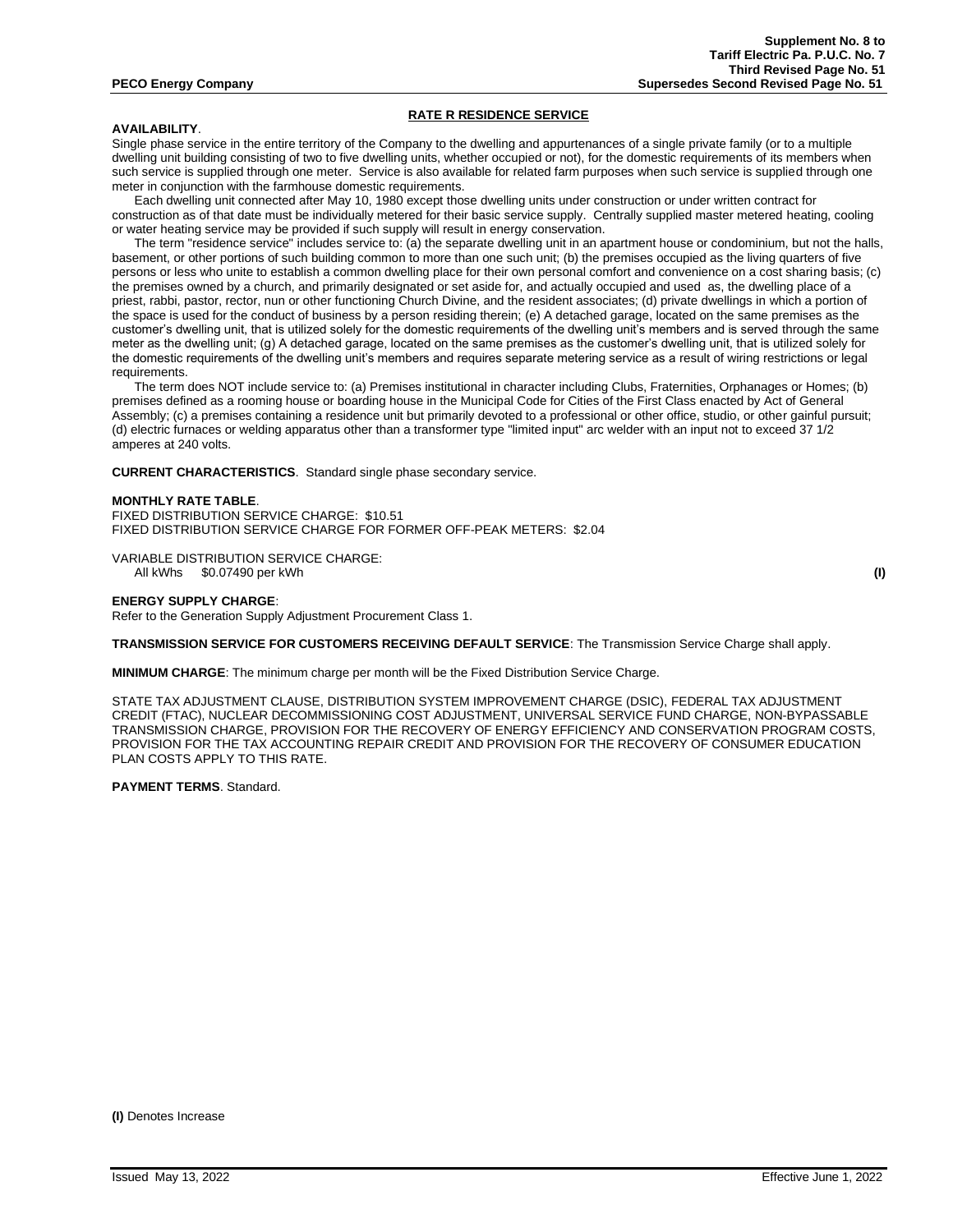Supplement No. 8 to
Tariff Electric Pa. P.U.C. No. 7
Third Revised Page No. 51
Supersedes Second Revised Page No. 51

**PECO Energy Company**

## RATE R RESIDENCE SERVICE

**AVAILABILITY**.

Single phase service in the entire territory of the Company to the dwelling and appurtenances of a single private family (or to a multiple dwelling unit building consisting of two to five dwelling units, whether occupied or not), for the domestic requirements of its members when such service is supplied through one meter. Service is also available for related farm purposes when such service is supplied through one meter in conjunction with the farmhouse domestic requirements.

Each dwelling unit connected after May 10, 1980 except those dwelling units under construction or under written contract for construction as of that date must be individually metered for their basic service supply. Centrally supplied master metered heating, cooling or water heating service may be provided if such supply will result in energy conservation.

The term "residence service" includes service to: (a) the separate dwelling unit in an apartment house or condominium, but not the halls, basement, or other portions of such building common to more than one such unit; (b) the premises occupied as the living quarters of five persons or less who unite to establish a common dwelling place for their own personal comfort and convenience on a cost sharing basis; (c) the premises owned by a church, and primarily designated or set aside for, and actually occupied and used as, the dwelling place of a priest, rabbi, pastor, rector, nun or other functioning Church Divine, and the resident associates; (d) private dwellings in which a portion of the space is used for the conduct of business by a person residing therein; (e) A detached garage, located on the same premises as the customer's dwelling unit, that is utilized solely for the domestic requirements of the dwelling unit's members and is served through the same meter as the dwelling unit; (g) A detached garage, located on the same premises as the customer's dwelling unit, that is utilized solely for the domestic requirements of the dwelling unit's members and requires separate metering service as a result of wiring restrictions or legal requirements.

The term does NOT include service to: (a) Premises institutional in character including Clubs, Fraternities, Orphanages or Homes; (b) premises defined as a rooming house or boarding house in the Municipal Code for Cities of the First Class enacted by Act of General Assembly; (c) a premises containing a residence unit but primarily devoted to a professional or other office, studio, or other gainful pursuit; (d) electric furnaces or welding apparatus other than a transformer type "limited input" arc welder with an input not to exceed 37 1/2 amperes at 240 volts.

**CURRENT CHARACTERISTICS**. Standard single phase secondary service.

**MONTHLY RATE TABLE**.

FIXED DISTRIBUTION SERVICE CHARGE: $10.51

FIXED DISTRIBUTION SERVICE CHARGE FOR FORMER OFF-PEAK METERS: $2.04

VARIABLE DISTRIBUTION SERVICE CHARGE:

All kWhs $0.07490 per kWh **(I)**

**ENERGY SUPPLY CHARGE**:

Refer to the Generation Supply Adjustment Procurement Class 1.

**TRANSMISSION SERVICE FOR CUSTOMERS RECEIVING DEFAULT SERVICE**: The Transmission Service Charge shall apply.

**MINIMUM CHARGE**: The minimum charge per month will be the Fixed Distribution Service Charge.

STATE TAX ADJUSTMENT CLAUSE, DISTRIBUTION SYSTEM IMPROVEMENT CHARGE (DSIC), FEDERAL TAX ADJUSTMENT CREDIT (FTAC), NUCLEAR DECOMMISSIONING COST ADJUSTMENT, UNIVERSAL SERVICE FUND CHARGE, NON-BYPASSABLE TRANSMISSION CHARGE, PROVISION FOR THE RECOVERY OF ENERGY EFFICIENCY AND CONSERVATION PROGRAM COSTS, PROVISION FOR THE TAX ACCOUNTING REPAIR CREDIT AND PROVISION FOR THE RECOVERY OF CONSUMER EDUCATION PLAN COSTS APPLY TO THIS RATE.

**PAYMENT TERMS**. Standard.

**(I)** Denotes Increase

Issued May 13, 2022 Effective June 1, 2022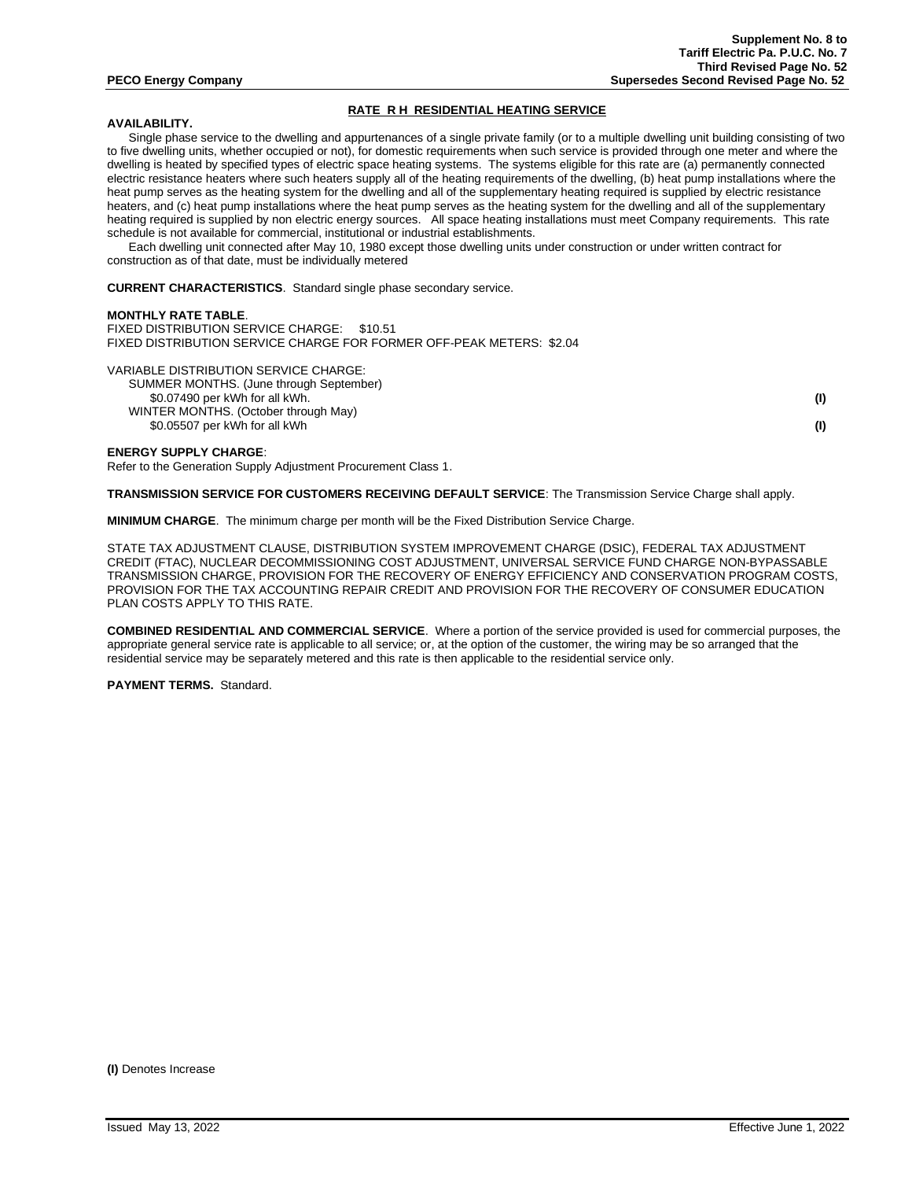**Supplement No. 8 to**
**Tariff Electric Pa. P.U.C. No. 7**
**Third Revised Page No. 52**
**PECO Energy Company** **Supersedes Second Revised Page No. 52**

## RATE R H RESIDENTIAL HEATING SERVICE

**AVAILABILITY.**

Single phase service to the dwelling and appurtenances of a single private family (or to a multiple dwelling unit building consisting of two to five dwelling units, whether occupied or not), for domestic requirements when such service is provided through one meter and where the dwelling is heated by specified types of electric space heating systems. The systems eligible for this rate are (a) permanently connected electric resistance heaters where such heaters supply all of the heating requirements of the dwelling, (b) heat pump installations where the heat pump serves as the heating system for the dwelling and all of the supplementary heating required is supplied by electric resistance heaters, and (c) heat pump installations where the heat pump serves as the heating system for the dwelling and all of the supplementary heating required is supplied by non electric energy sources. All space heating installations must meet Company requirements. This rate schedule is not available for commercial, institutional or industrial establishments.

Each dwelling unit connected after May 10, 1980 except those dwelling units under construction or under written contract for construction as of that date, must be individually metered

**CURRENT CHARACTERISTICS**. Standard single phase secondary service.

**MONTHLY RATE TABLE**.
FIXED DISTRIBUTION SERVICE CHARGE: $10.51
FIXED DISTRIBUTION SERVICE CHARGE FOR FORMER OFF-PEAK METERS: $2.04

VARIABLE DISTRIBUTION SERVICE CHARGE:
SUMMER MONTHS. (June through September)
$0.07490 per kWh for all kWh. **(I)**
WINTER MONTHS. (October through May)
$0.05507 per kWh for all kWh **(I)**

**ENERGY SUPPLY CHARGE**:
Refer to the Generation Supply Adjustment Procurement Class 1.

**TRANSMISSION SERVICE FOR CUSTOMERS RECEIVING DEFAULT SERVICE**: The Transmission Service Charge shall apply.

**MINIMUM CHARGE**. The minimum charge per month will be the Fixed Distribution Service Charge.

STATE TAX ADJUSTMENT CLAUSE, DISTRIBUTION SYSTEM IMPROVEMENT CHARGE (DSIC), FEDERAL TAX ADJUSTMENT CREDIT (FTAC), NUCLEAR DECOMMISSIONING COST ADJUSTMENT, UNIVERSAL SERVICE FUND CHARGE NON-BYPASSABLE TRANSMISSION CHARGE, PROVISION FOR THE RECOVERY OF ENERGY EFFICIENCY AND CONSERVATION PROGRAM COSTS, PROVISION FOR THE TAX ACCOUNTING REPAIR CREDIT AND PROVISION FOR THE RECOVERY OF CONSUMER EDUCATION PLAN COSTS APPLY TO THIS RATE.

**COMBINED RESIDENTIAL AND COMMERCIAL SERVICE**. Where a portion of the service provided is used for commercial purposes, the appropriate general service rate is applicable to all service; or, at the option of the customer, the wiring may be so arranged that the residential service may be separately metered and this rate is then applicable to the residential service only.

**PAYMENT TERMS.** Standard.

**(I)** Denotes Increase

Issued May 13, 2022 Effective June 1, 2022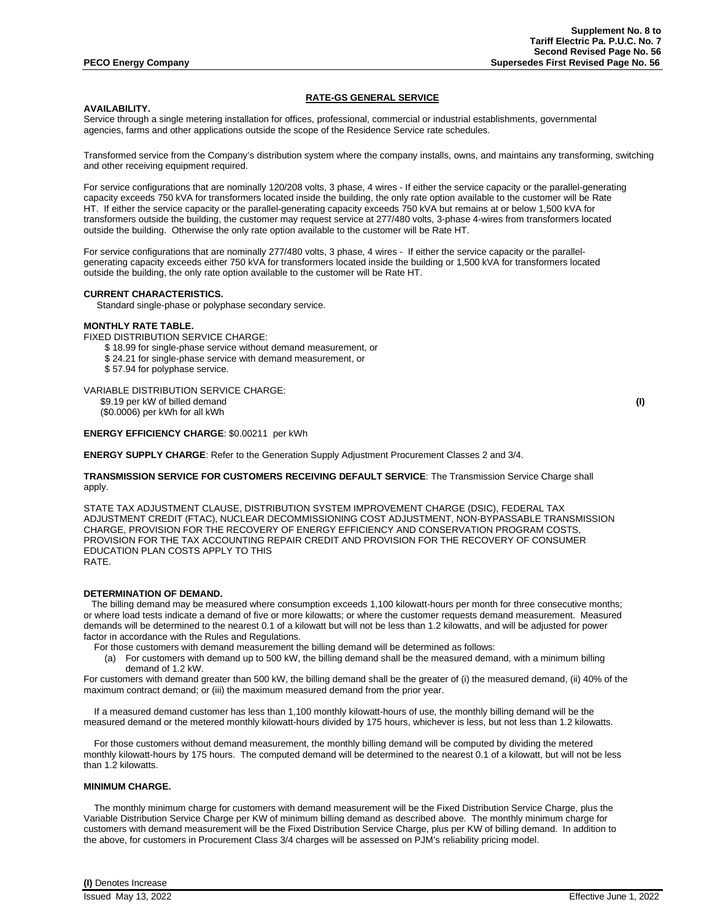## RATE-GS GENERAL SERVICE

**AVAILABILITY.**

Service through a single metering installation for offices, professional, commercial or industrial establishments, governmental agencies, farms and other applications outside the scope of the Residence Service rate schedules.

Transformed service from the Company's distribution system where the company installs, owns, and maintains any transforming, switching and other receiving equipment required.

For service configurations that are nominally 120/208 volts, 3 phase, 4 wires - If either the service capacity or the parallel-generating capacity exceeds 750 kVA for transformers located inside the building, the only rate option available to the customer will be Rate HT. If either the service capacity or the parallel-generating capacity exceeds 750 kVA but remains at or below 1,500 kVA for transformers outside the building, the customer may request service at 277/480 volts, 3-phase 4-wires from transformers located outside the building. Otherwise the only rate option available to the customer will be Rate HT.

For service configurations that are nominally 277/480 volts, 3 phase, 4 wires - If either the service capacity or the parallel-generating capacity exceeds either 750 kVA for transformers located inside the building or 1,500 kVA for transformers located outside the building, the only rate option available to the customer will be Rate HT.

**CURRENT CHARACTERISTICS.**

Standard single-phase or polyphase secondary service.

**MONTHLY RATE TABLE.**

FIXED DISTRIBUTION SERVICE CHARGE:

$ 18.99 for single-phase service without demand measurement, or
$ 24.21 for single-phase service with demand measurement, or
$ 57.94 for polyphase service.

VARIABLE DISTRIBUTION SERVICE CHARGE:

$9.19 per kW of billed demand **(I)**
($0.0006) per kWh for all kWh

**ENERGY EFFICIENCY CHARGE**: $0.00211 per kWh

**ENERGY SUPPLY CHARGE**: Refer to the Generation Supply Adjustment Procurement Classes 2 and 3/4.

**TRANSMISSION SERVICE FOR CUSTOMERS RECEIVING DEFAULT SERVICE**: The Transmission Service Charge shall apply.

STATE TAX ADJUSTMENT CLAUSE, DISTRIBUTION SYSTEM IMPROVEMENT CHARGE (DSIC), FEDERAL TAX ADJUSTMENT CREDIT (FTAC), NUCLEAR DECOMMISSIONING COST ADJUSTMENT, NON-BYPASSABLE TRANSMISSION CHARGE, PROVISION FOR THE RECOVERY OF ENERGY EFFICIENCY AND CONSERVATION PROGRAM COSTS, PROVISION FOR THE TAX ACCOUNTING REPAIR CREDIT AND PROVISION FOR THE RECOVERY OF CONSUMER EDUCATION PLAN COSTS APPLY TO THIS RATE.

**DETERMINATION OF DEMAND.**

The billing demand may be measured where consumption exceeds 1,100 kilowatt-hours per month for three consecutive months; or where load tests indicate a demand of five or more kilowatts; or where the customer requests demand measurement. Measured demands will be determined to the nearest 0.1 of a kilowatt but will not be less than 1.2 kilowatts, and will be adjusted for power factor in accordance with the Rules and Regulations.

For those customers with demand measurement the billing demand will be determined as follows:

(a) For customers with demand up to 500 kW, the billing demand shall be the measured demand, with a minimum billing demand of 1.2 kW.

For customers with demand greater than 500 kW, the billing demand shall be the greater of (i) the measured demand, (ii) 40% of the maximum contract demand; or (iii) the maximum measured demand from the prior year.

If a measured demand customer has less than 1,100 monthly kilowatt-hours of use, the monthly billing demand will be the measured demand or the metered monthly kilowatt-hours divided by 175 hours, whichever is less, but not less than 1.2 kilowatts.

For those customers without demand measurement, the monthly billing demand will be computed by dividing the metered monthly kilowatt-hours by 175 hours. The computed demand will be determined to the nearest 0.1 of a kilowatt, but will not be less than 1.2 kilowatts.

**MINIMUM CHARGE.**

The monthly minimum charge for customers with demand measurement will be the Fixed Distribution Service Charge, plus the Variable Distribution Service Charge per KW of minimum billing demand as described above. The monthly minimum charge for customers with demand measurement will be the Fixed Distribution Service Charge, plus per KW of billing demand. In addition to the above, for customers in Procurement Class 3/4 charges will be assessed on PJM's reliability pricing model.

**(I)** Denotes Increase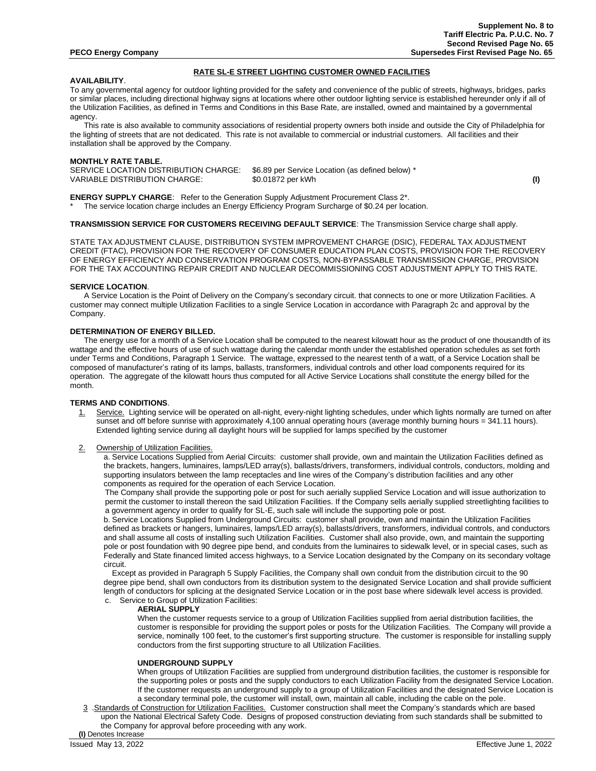Supplement No. 8 to
Tariff Electric Pa. P.U.C. No. 7
Second Revised Page No. 65
Supersedes First Revised Page No. 65

**PECO Energy Company**

## RATE SL-E STREET LIGHTING CUSTOMER OWNED FACILITIES

**AVAILABILITY**.

To any governmental agency for outdoor lighting provided for the safety and convenience of the public of streets, highways, bridges, parks or similar places, including directional highway signs at locations where other outdoor lighting service is established hereunder only if all of the Utilization Facilities, as defined in Terms and Conditions in this Base Rate, are installed, owned and maintained by a governmental agency.

This rate is also available to community associations of residential property owners both inside and outside the City of Philadelphia for the lighting of streets that are not dedicated. This rate is not available to commercial or industrial customers. All facilities and their installation shall be approved by the Company.

**MONTHLY RATE TABLE.**

| | | |
|---|---|---|
| SERVICE LOCATION DISTRIBUTION CHARGE: | $6.89 per Service Location (as defined below) * | |
| VARIABLE DISTRIBUTION CHARGE: | $0.01872 per kWh | **(I)** |

**ENERGY SUPPLY CHARGE**: Refer to the Generation Supply Adjustment Procurement Class 2*.

\* The service location charge includes an Energy Efficiency Program Surcharge of $0.24 per location.

**TRANSMISSION SERVICE FOR CUSTOMERS RECEIVING DEFAULT SERVICE**: The Transmission Service charge shall apply.

STATE TAX ADJUSTMENT CLAUSE, DISTRIBUTION SYSTEM IMPROVEMENT CHARGE (DSIC), FEDERAL TAX ADJUSTMENT CREDIT (FTAC), PROVISION FOR THE RECOVERY OF CONSUMER EDUCATION PLAN COSTS, PROVISION FOR THE RECOVERY OF ENERGY EFFICIENCY AND CONSERVATION PROGRAM COSTS, NON-BYPASSABLE TRANSMISSION CHARGE, PROVISION FOR THE TAX ACCOUNTING REPAIR CREDIT AND NUCLEAR DECOMMISSIONING COST ADJUSTMENT APPLY TO THIS RATE.

**SERVICE LOCATION**.

A Service Location is the Point of Delivery on the Company's secondary circuit. that connects to one or more Utilization Facilities. A customer may connect multiple Utilization Facilities to a single Service Location in accordance with Paragraph 2c and approval by the Company.

**DETERMINATION OF ENERGY BILLED.**

The energy use for a month of a Service Location shall be computed to the nearest kilowatt hour as the product of one thousandth of its wattage and the effective hours of use of such wattage during the calendar month under the established operation schedules as set forth under Terms and Conditions, Paragraph 1 Service. The wattage, expressed to the nearest tenth of a watt, of a Service Location shall be composed of manufacturer's rating of its lamps, ballasts, transformers, individual controls and other load components required for its operation. The aggregate of the kilowatt hours thus computed for all Active Service Locations shall constitute the energy billed for the month.

**TERMS AND CONDITIONS**.

1. Service. Lighting service will be operated on all-night, every-night lighting schedules, under which lights normally are turned on after sunset and off before sunrise with approximately 4,100 annual operating hours (average monthly burning hours = 341.11 hours). Extended lighting service during all daylight hours will be supplied for lamps specified by the customer

2. Ownership of Utilization Facilities.

   a. Service Locations Supplied from Aerial Circuits: customer shall provide, own and maintain the Utilization Facilities defined as the brackets, hangers, luminaires, lamps/LED array(s), ballasts/drivers, transformers, individual controls, conductors, molding and supporting insulators between the lamp receptacles and line wires of the Company's distribution facilities and any other components as required for the operation of each Service Location.

   The Company shall provide the supporting pole or post for such aerially supplied Service Location and will issue authorization to permit the customer to install thereon the said Utilization Facilities. If the Company sells aerially supplied streetlighting facilities to a government agency in order to qualify for SL-E, such sale will include the supporting pole or post.

   b. Service Locations Supplied from Underground Circuits: customer shall provide, own and maintain the Utilization Facilities defined as brackets or hangers, luminaires, lamps/LED array(s), ballasts/drivers, transformers, individual controls, and conductors and shall assume all costs of installing such Utilization Facilities. Customer shall also provide, own, and maintain the supporting pole or post foundation with 90 degree pipe bend, and conduits from the luminaires to sidewalk level, or in special cases, such as Federally and State financed limited access highways, to a Service Location designated by the Company on its secondary voltage circuit.

   Except as provided in Paragraph 5 Supply Facilities, the Company shall own conduit from the distribution circuit to the 90 degree pipe bend, shall own conductors from its distribution system to the designated Service Location and shall provide sufficient length of conductors for splicing at the designated Service Location or in the post base where sidewalk level access is provided.

   c. Service to Group of Utilization Facilities:

   **AERIAL SUPPLY**

   When the customer requests service to a group of Utilization Facilities supplied from aerial distribution facilities, the customer is responsible for providing the support poles or posts for the Utilization Facilities. The Company will provide a service, nominally 100 feet, to the customer's first supporting structure. The customer is responsible for installing supply conductors from the first supporting structure to all Utilization Facilities.

   **UNDERGROUND SUPPLY**

   When groups of Utilization Facilities are supplied from underground distribution facilities, the customer is responsible for the supporting poles or posts and the supply conductors to each Utilization Facility from the designated Service Location. If the customer requests an underground supply to a group of Utilization Facilities and the designated Service Location is a secondary terminal pole, the customer will install, own, maintain all cable, including the cable on the pole.

3. Standards of Construction for Utilization Facilities. Customer construction shall meet the Company's standards which are based upon the National Electrical Safety Code. Designs of proposed construction deviating from such standards shall be submitted to the Company for approval before proceeding with any work.

**(I)** Denotes Increase

Issued May 13, 2022 Effective June 1, 2022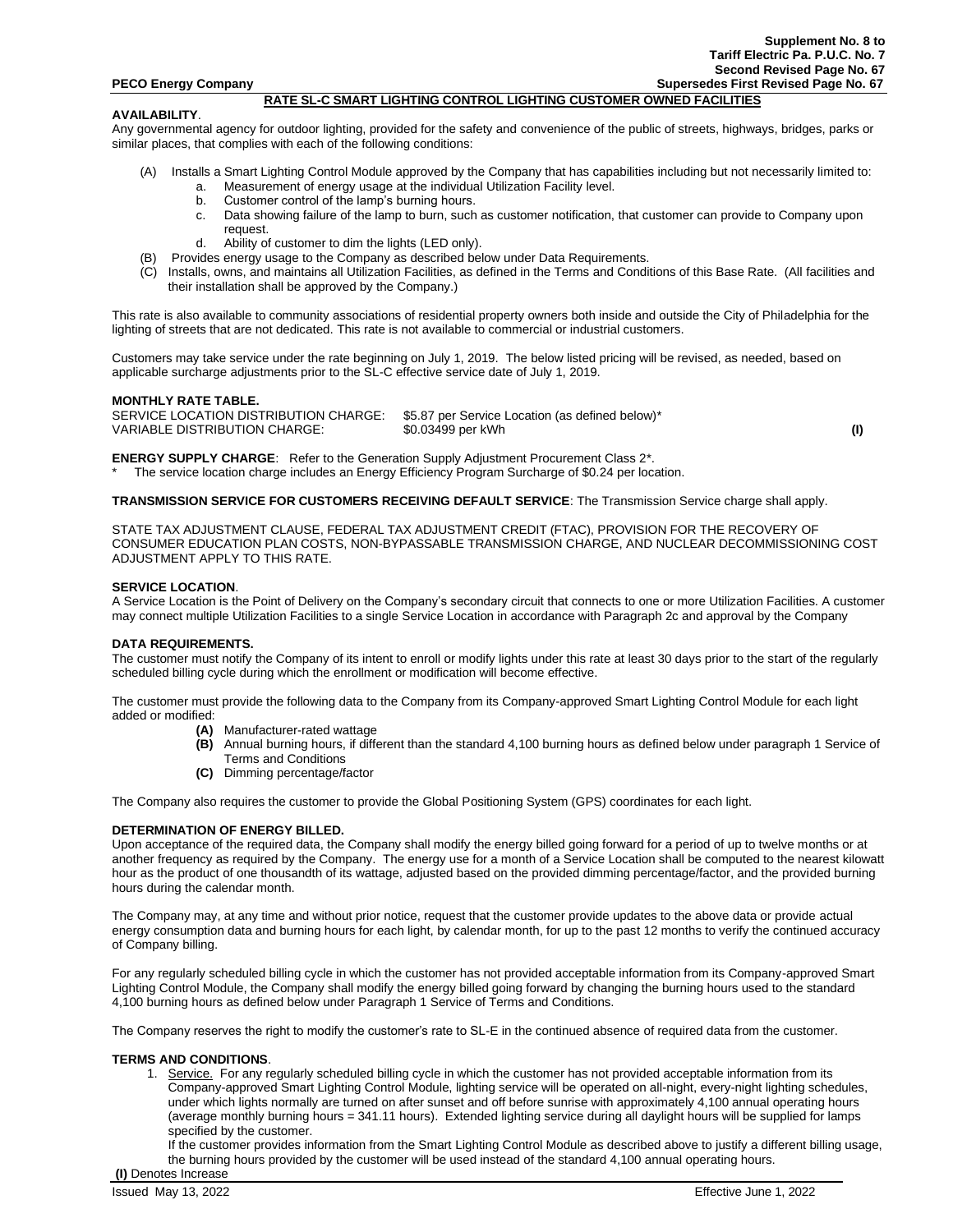Supplement No. 8 to
Tariff Electric Pa. P.U.C. No. 7
Second Revised Page No. 67
Supersedes First Revised Page No. 67

**PECO Energy Company**

## RATE SL-C SMART LIGHTING CONTROL LIGHTING CUSTOMER OWNED FACILITIES

**AVAILABILITY**.

Any governmental agency for outdoor lighting, provided for the safety and convenience of the public of streets, highways, bridges, parks or similar places, that complies with each of the following conditions:

(A) Installs a Smart Lighting Control Module approved by the Company that has capabilities including but not necessarily limited to:
   a. Measurement of energy usage at the individual Utilization Facility level.
   b. Customer control of the lamp's burning hours.
   c. Data showing failure of the lamp to burn, such as customer notification, that customer can provide to Company upon request.
   d. Ability of customer to dim the lights (LED only).

(B) Provides energy usage to the Company as described below under Data Requirements.

(C) Installs, owns, and maintains all Utilization Facilities, as defined in the Terms and Conditions of this Base Rate. (All facilities and their installation shall be approved by the Company.)

This rate is also available to community associations of residential property owners both inside and outside the City of Philadelphia for the lighting of streets that are not dedicated. This rate is not available to commercial or industrial customers.

Customers may take service under the rate beginning on July 1, 2019. The below listed pricing will be revised, as needed, based on applicable surcharge adjustments prior to the SL-C effective service date of July 1, 2019.

**MONTHLY RATE TABLE.**

| | | |
|---|---|---|
| SERVICE LOCATION DISTRIBUTION CHARGE: | $5.87 per Service Location (as defined below)* | |
| VARIABLE DISTRIBUTION CHARGE: | $0.03499 per kWh | **(I)** |

**ENERGY SUPPLY CHARGE**: Refer to the Generation Supply Adjustment Procurement Class 2*.

\* The service location charge includes an Energy Efficiency Program Surcharge of $0.24 per location.

**TRANSMISSION SERVICE FOR CUSTOMERS RECEIVING DEFAULT SERVICE**: The Transmission Service charge shall apply.

STATE TAX ADJUSTMENT CLAUSE, FEDERAL TAX ADJUSTMENT CREDIT (FTAC), PROVISION FOR THE RECOVERY OF CONSUMER EDUCATION PLAN COSTS, NON-BYPASSABLE TRANSMISSION CHARGE, AND NUCLEAR DECOMMISSIONING COST ADJUSTMENT APPLY TO THIS RATE.

**SERVICE LOCATION**.

A Service Location is the Point of Delivery on the Company's secondary circuit that connects to one or more Utilization Facilities. A customer may connect multiple Utilization Facilities to a single Service Location in accordance with Paragraph 2c and approval by the Company

**DATA REQUIREMENTS.**

The customer must notify the Company of its intent to enroll or modify lights under this rate at least 30 days prior to the start of the regularly scheduled billing cycle during which the enrollment or modification will become effective.

The customer must provide the following data to the Company from its Company-approved Smart Lighting Control Module for each light added or modified:

**(A)** Manufacturer-rated wattage

**(B)** Annual burning hours, if different than the standard 4,100 burning hours as defined below under paragraph 1 Service of Terms and Conditions

**(C)** Dimming percentage/factor

The Company also requires the customer to provide the Global Positioning System (GPS) coordinates for each light.

**DETERMINATION OF ENERGY BILLED.**

Upon acceptance of the required data, the Company shall modify the energy billed going forward for a period of up to twelve months or at another frequency as required by the Company. The energy use for a month of a Service Location shall be computed to the nearest kilowatt hour as the product of one thousandth of its wattage, adjusted based on the provided dimming percentage/factor, and the provided burning hours during the calendar month.

The Company may, at any time and without prior notice, request that the customer provide updates to the above data or provide actual energy consumption data and burning hours for each light, by calendar month, for up to the past 12 months to verify the continued accuracy of Company billing.

For any regularly scheduled billing cycle in which the customer has not provided acceptable information from its Company-approved Smart Lighting Control Module, the Company shall modify the energy billed going forward by changing the burning hours used to the standard 4,100 burning hours as defined below under Paragraph 1 Service of Terms and Conditions.

The Company reserves the right to modify the customer's rate to SL-E in the continued absence of required data from the customer.

**TERMS AND CONDITIONS**.

1. Service. For any regularly scheduled billing cycle in which the customer has not provided acceptable information from its Company-approved Smart Lighting Control Module, lighting service will be operated on all-night, every-night lighting schedules, under which lights normally are turned on after sunset and off before sunrise with approximately 4,100 annual operating hours (average monthly burning hours = 341.11 hours). Extended lighting service during all daylight hours will be supplied for lamps specified by the customer.
   If the customer provides information from the Smart Lighting Control Module as described above to justify a different billing usage, the burning hours provided by the customer will be used instead of the standard 4,100 annual operating hours.

**(I)** Denotes Increase

Issued May 13, 2022 Effective June 1, 2022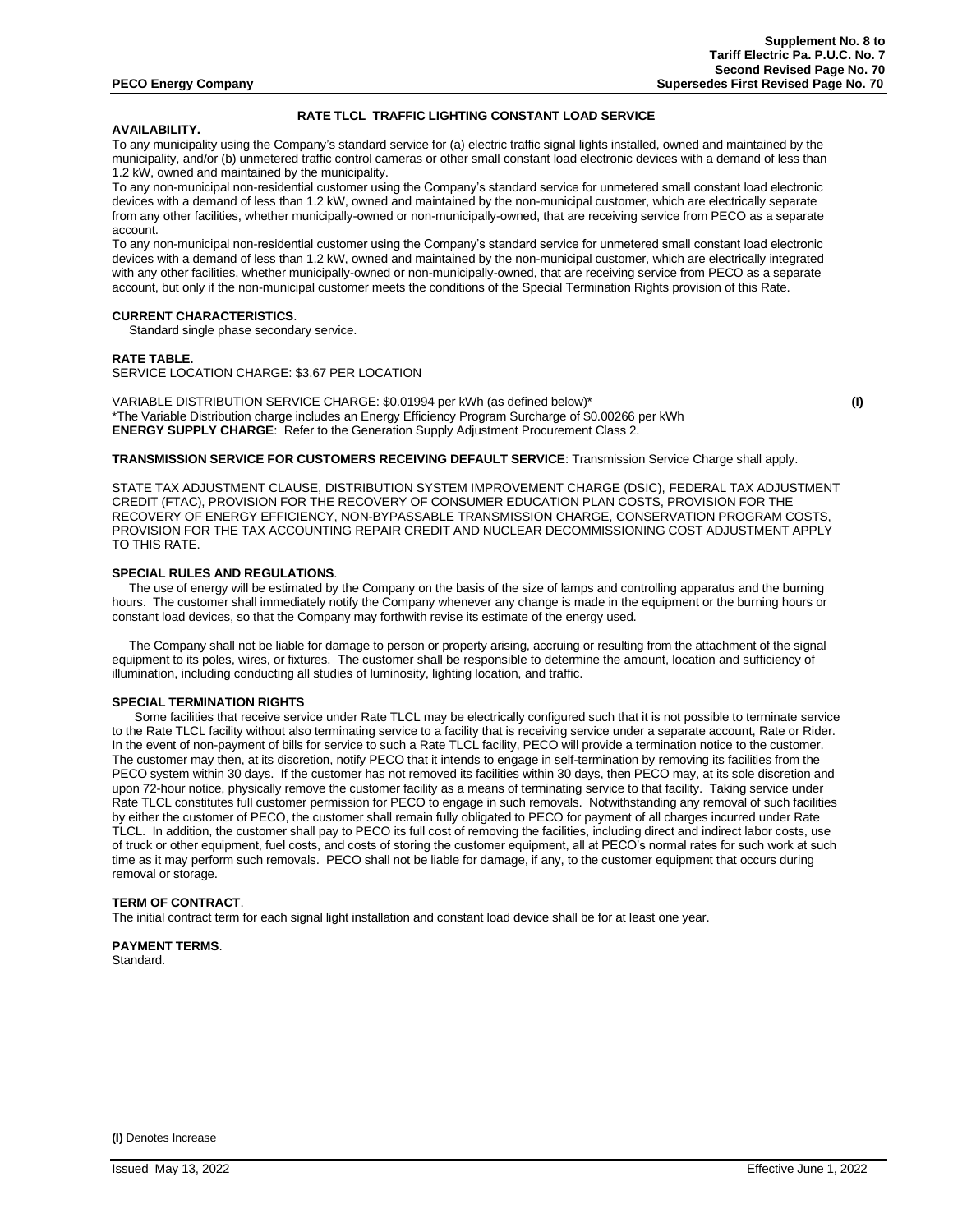Supplement No. 8 to
Tariff Electric Pa. P.U.C. No. 7
Second Revised Page No. 70
**PECO Energy Company** Supersedes First Revised Page No. 70

## RATE TLCL TRAFFIC LIGHTING CONSTANT LOAD SERVICE

**AVAILABILITY.**

To any municipality using the Company's standard service for (a) electric traffic signal lights installed, owned and maintained by the municipality, and/or (b) unmetered traffic control cameras or other small constant load electronic devices with a demand of less than 1.2 kW, owned and maintained by the municipality.

To any non-municipal non-residential customer using the Company's standard service for unmetered small constant load electronic devices with a demand of less than 1.2 kW, owned and maintained by the non-municipal customer, which are electrically separate from any other facilities, whether municipally-owned or non-municipally-owned, that are receiving service from PECO as a separate account.

To any non-municipal non-residential customer using the Company's standard service for unmetered small constant load electronic devices with a demand of less than 1.2 kW, owned and maintained by the non-municipal customer, which are electrically integrated with any other facilities, whether municipally-owned or non-municipally-owned, that are receiving service from PECO as a separate account, but only if the non-municipal customer meets the conditions of the Special Termination Rights provision of this Rate.

**CURRENT CHARACTERISTICS**.

Standard single phase secondary service.

**RATE TABLE.**

SERVICE LOCATION CHARGE: $3.67 PER LOCATION

VARIABLE DISTRIBUTION SERVICE CHARGE: $0.01994 per kWh (as defined below)* **(I)**

*The Variable Distribution charge includes an Energy Efficiency Program Surcharge of $0.00266 per kWh

**ENERGY SUPPLY CHARGE**: Refer to the Generation Supply Adjustment Procurement Class 2.

**TRANSMISSION SERVICE FOR CUSTOMERS RECEIVING DEFAULT SERVICE**: Transmission Service Charge shall apply.

STATE TAX ADJUSTMENT CLAUSE, DISTRIBUTION SYSTEM IMPROVEMENT CHARGE (DSIC), FEDERAL TAX ADJUSTMENT CREDIT (FTAC), PROVISION FOR THE RECOVERY OF CONSUMER EDUCATION PLAN COSTS, PROVISION FOR THE RECOVERY OF ENERGY EFFICIENCY, NON-BYPASSABLE TRANSMISSION CHARGE, CONSERVATION PROGRAM COSTS, PROVISION FOR THE TAX ACCOUNTING REPAIR CREDIT AND NUCLEAR DECOMMISSIONING COST ADJUSTMENT APPLY TO THIS RATE.

**SPECIAL RULES AND REGULATIONS**.

The use of energy will be estimated by the Company on the basis of the size of lamps and controlling apparatus and the burning hours. The customer shall immediately notify the Company whenever any change is made in the equipment or the burning hours or constant load devices, so that the Company may forthwith revise its estimate of the energy used.

The Company shall not be liable for damage to person or property arising, accruing or resulting from the attachment of the signal equipment to its poles, wires, or fixtures. The customer shall be responsible to determine the amount, location and sufficiency of illumination, including conducting all studies of luminosity, lighting location, and traffic.

**SPECIAL TERMINATION RIGHTS**

Some facilities that receive service under Rate TLCL may be electrically configured such that it is not possible to terminate service to the Rate TLCL facility without also terminating service to a facility that is receiving service under a separate account, Rate or Rider. In the event of non-payment of bills for service to such a Rate TLCL facility, PECO will provide a termination notice to the customer. The customer may then, at its discretion, notify PECO that it intends to engage in self-termination by removing its facilities from the PECO system within 30 days. If the customer has not removed its facilities within 30 days, then PECO may, at its sole discretion and upon 72-hour notice, physically remove the customer facility as a means of terminating service to that facility. Taking service under Rate TLCL constitutes full customer permission for PECO to engage in such removals. Notwithstanding any removal of such facilities by either the customer of PECO, the customer shall remain fully obligated to PECO for payment of all charges incurred under Rate TLCL. In addition, the customer shall pay to PECO its full cost of removing the facilities, including direct and indirect labor costs, use of truck or other equipment, fuel costs, and costs of storing the customer equipment, all at PECO's normal rates for such work at such time as it may perform such removals. PECO shall not be liable for damage, if any, to the customer equipment that occurs during removal or storage.

**TERM OF CONTRACT**.

The initial contract term for each signal light installation and constant load device shall be for at least one year.

**PAYMENT TERMS**.

Standard.

**(I)** Denotes Increase

Issued May 13, 2022 Effective June 1, 2022